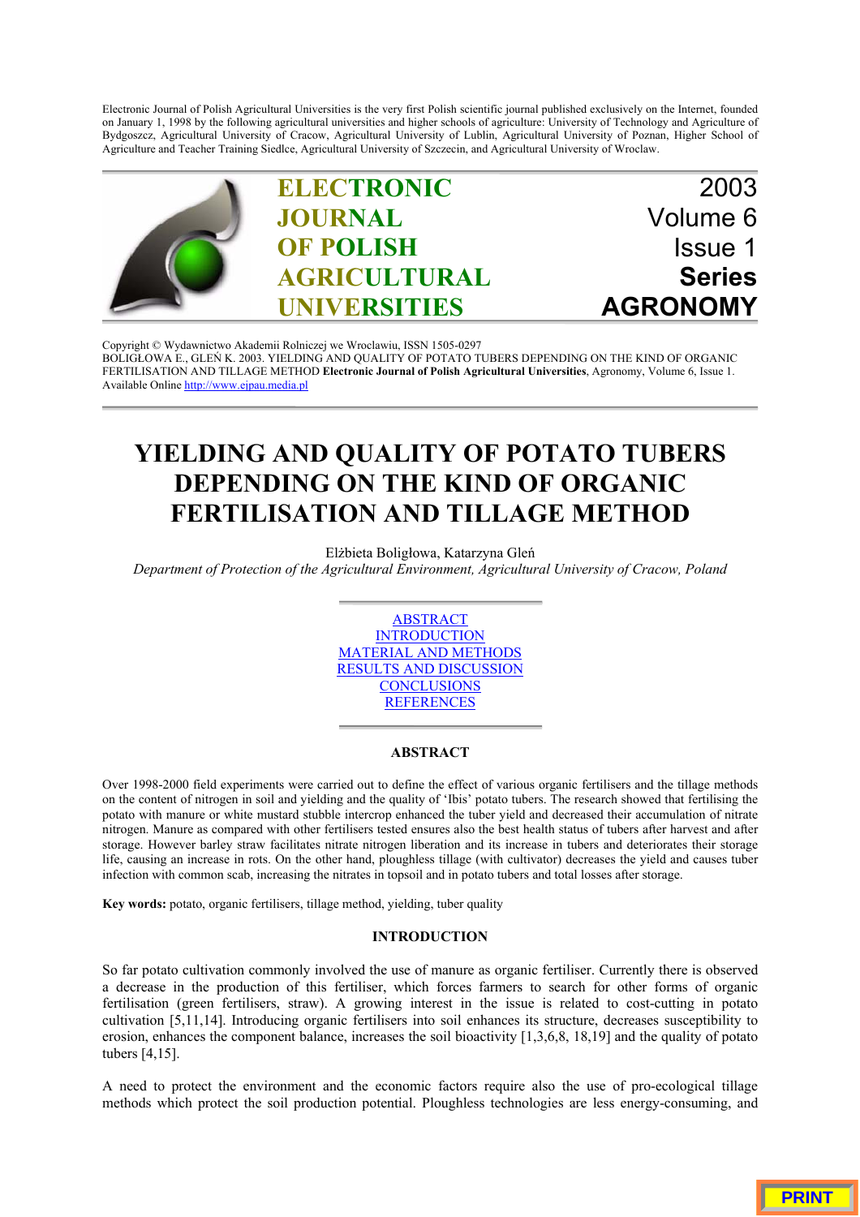Electronic Journal of Polish Agricultural Universities is the very first Polish scientific journal published exclusively on the Internet, founded on January 1, 1998 by the following agricultural universities and higher schools of agriculture: University of Technology and Agriculture of Bydgoszcz, Agricultural University of Cracow, Agricultural University of Lublin, Agricultural University of Poznan, Higher School of Agriculture and Teacher Training Siedlce, Agricultural University of Szczecin, and Agricultural University of Wroclaw.

**ELECTRONIC JOURNAL OF POLISH AGRICULTURAL UNIVERSITIES**
2003
Volume 6
Issue 1
**Series AGRONOMY**

Copyright © Wydawnictwo Akademii Rolniczej we Wroclawiu, ISSN 1505-0297
BOLIGŁOWA E., GLEŃ K. 2003. YIELDING AND QUALITY OF POTATO TUBERS DEPENDING ON THE KIND OF ORGANIC FERTILISATION AND TILLAGE METHOD **Electronic Journal of Polish Agricultural Universities**, Agronomy, Volume 6, Issue 1.
Available Online http://www.ejpau.media.pl

# YIELDING AND QUALITY OF POTATO TUBERS DEPENDING ON THE KIND OF ORGANIC FERTILISATION AND TILLAGE METHOD

Elżbieta Boligłowa, Katarzyna Gleń
*Department of Protection of the Agricultural Environment, Agricultural University of Cracow, Poland*

ABSTRACT
INTRODUCTION
MATERIAL AND METHODS
RESULTS AND DISCUSSION
CONCLUSIONS
REFERENCES

## ABSTRACT

Over 1998-2000 field experiments were carried out to define the effect of various organic fertilisers and the tillage methods on the content of nitrogen in soil and yielding and the quality of 'Ibis' potato tubers. The research showed that fertilising the potato with manure or white mustard stubble intercrop enhanced the tuber yield and decreased their accumulation of nitrate nitrogen. Manure as compared with other fertilisers tested ensures also the best health status of tubers after harvest and after storage. However barley straw facilitates nitrate nitrogen liberation and its increase in tubers and deteriorates their storage life, causing an increase in rots. On the other hand, ploughless tillage (with cultivator) decreases the yield and causes tuber infection with common scab, increasing the nitrates in topsoil and in potato tubers and total losses after storage.

**Key words:** potato, organic fertilisers, tillage method, yielding, tuber quality

## INTRODUCTION

So far potato cultivation commonly involved the use of manure as organic fertiliser. Currently there is observed a decrease in the production of this fertiliser, which forces farmers to search for other forms of organic fertilisation (green fertilisers, straw). A growing interest in the issue is related to cost-cutting in potato cultivation [5,11,14]. Introducing organic fertilisers into soil enhances its structure, decreases susceptibility to erosion, enhances the component balance, increases the soil bioactivity [1,3,6,8, 18,19] and the quality of potato tubers [4,15].

A need to protect the environment and the economic factors require also the use of pro-ecological tillage methods which protect the soil production potential. Ploughless technologies are less energy-consuming, and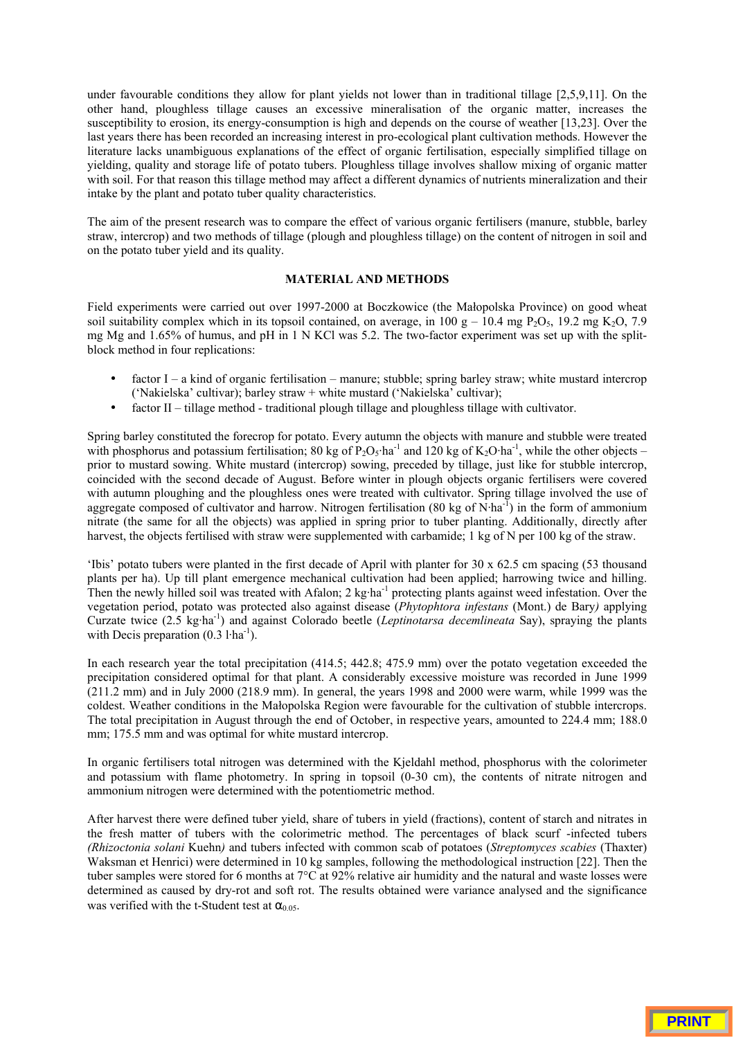under favourable conditions they allow for plant yields not lower than in traditional tillage [2,5,9,11]. On the other hand, ploughless tillage causes an excessive mineralisation of the organic matter, increases the susceptibility to erosion, its energy-consumption is high and depends on the course of weather [13,23]. Over the last years there has been recorded an increasing interest in pro-ecological plant cultivation methods. However the literature lacks unambiguous explanations of the effect of organic fertilisation, especially simplified tillage on yielding, quality and storage life of potato tubers. Ploughless tillage involves shallow mixing of organic matter with soil. For that reason this tillage method may affect a different dynamics of nutrients mineralization and their intake by the plant and potato tuber quality characteristics.

The aim of the present research was to compare the effect of various organic fertilisers (manure, stubble, barley straw, intercrop) and two methods of tillage (plough and ploughless tillage) on the content of nitrogen in soil and on the potato tuber yield and its quality.

## MATERIAL AND METHODS

Field experiments were carried out over 1997-2000 at Boczkowice (the Małopolska Province) on good wheat soil suitability complex which in its topsoil contained, on average, in 100 g – 10.4 mg $P_2O_5$, 19.2 mg $K_2O$, 7.9 mg Mg and 1.65% of humus, and pH in 1 N KCl was 5.2. The two-factor experiment was set up with the split-block method in four replications:

- factor I – a kind of organic fertilisation – manure; stubble; spring barley straw; white mustard intercrop ('Nakielska' cultivar); barley straw + white mustard ('Nakielska' cultivar);
- factor II – tillage method - traditional plough tillage and ploughless tillage with cultivator.

Spring barley constituted the forecrop for potato. Every autumn the objects with manure and stubble were treated with phosphorus and potassium fertilisation; 80 kg of $P_2O_5 \cdot ha^{-1}$ and 120 kg of $K_2O \cdot ha^{-1}$, while the other objects – prior to mustard sowing. White mustard (intercrop) sowing, preceded by tillage, just like for stubble intercrop, coincided with the second decade of August. Before winter in plough objects organic fertilisers were covered with autumn ploughing and the ploughless ones were treated with cultivator. Spring tillage involved the use of aggregate composed of cultivator and harrow. Nitrogen fertilisation (80 kg of $N \cdot ha^{-1}$) in the form of ammonium nitrate (the same for all the objects) was applied in spring prior to tuber planting. Additionally, directly after harvest, the objects fertilised with straw were supplemented with carbamide; 1 kg of N per 100 kg of the straw.

'Ibis' potato tubers were planted in the first decade of April with planter for 30 x 62.5 cm spacing (53 thousand plants per ha). Up till plant emergence mechanical cultivation had been applied; harrowing twice and hilling. Then the newly hilled soil was treated with Afalon; 2 $kg \cdot ha^{-1}$ protecting plants against weed infestation. Over the vegetation period, potato was protected also against disease (*Phytophtora infestans* (Mont.) de Bary*)* applying Curzate twice (2.5 $kg \cdot ha^{-1}$) and against Colorado beetle (*Leptinotarsa decemlineata* Say), spraying the plants with Decis preparation (0.3 $l \cdot ha^{-1}$).

In each research year the total precipitation (414.5; 442.8; 475.9 mm) over the potato vegetation exceeded the precipitation considered optimal for that plant. A considerably excessive moisture was recorded in June 1999 (211.2 mm) and in July 2000 (218.9 mm). In general, the years 1998 and 2000 were warm, while 1999 was the coldest. Weather conditions in the Małopolska Region were favourable for the cultivation of stubble intercrops. The total precipitation in August through the end of October, in respective years, amounted to 224.4 mm; 188.0 mm; 175.5 mm and was optimal for white mustard intercrop.

In organic fertilisers total nitrogen was determined with the Kjeldahl method, phosphorus with the colorimeter and potassium with flame photometry. In spring in topsoil (0-30 cm), the contents of nitrate nitrogen and ammonium nitrogen were determined with the potentiometric method.

After harvest there were defined tuber yield, share of tubers in yield (fractions), content of starch and nitrates in the fresh matter of tubers with the colorimetric method. The percentages of black scurf -infected tubers *(Rhizoctonia solani* Kuehn*)* and tubers infected with common scab of potatoes (*Streptomyces scabies* (Thaxter) Waksman et Henrici) were determined in 10 kg samples, following the methodological instruction [22]. Then the tuber samples were stored for 6 months at 7°C at 92% relative air humidity and the natural and waste losses were determined as caused by dry-rot and soft rot. The results obtained were variance analysed and the significance was verified with the t-Student test at $\alpha_{0.05}$.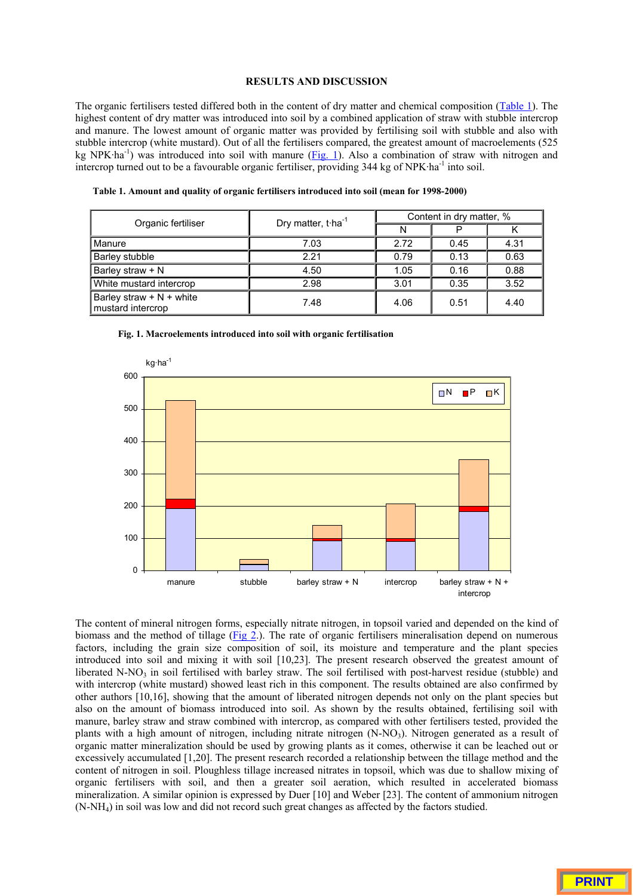## RESULTS AND DISCUSSION

The organic fertilisers tested differed both in the content of dry matter and chemical composition (Table 1). The highest content of dry matter was introduced into soil by a combined application of straw with stubble intercrop and manure. The lowest amount of organic matter was provided by fertilising soil with stubble and also with stubble intercrop (white mustard). Out of all the fertilisers compared, the greatest amount of macroelements (525 kg NPK·ha$^{-1}$) was introduced into soil with manure (Fig. 1). Also a combination of straw with nitrogen and intercrop turned out to be a favourable organic fertiliser, providing 344 kg of NPK·ha$^{-1}$ into soil.

**Table 1. Amount and quality of organic fertilisers introduced into soil (mean for 1998-2000)**

| Organic fertiliser | Dry matter, t·ha$^{-1}$ | Content in dry matter, % | | |
|---|---|---|---|---|
| | | N | P | K |
| Manure | 7.03 | 2.72 | 0.45 | 4.31 |
| Barley stubble | 2.21 | 0.79 | 0.13 | 0.63 |
| Barley straw + N | 4.50 | 1.05 | 0.16 | 0.88 |
| White mustard intercrop | 2.98 | 3.01 | 0.35 | 3.52 |
| Barley straw + N + white mustard intercrop | 7.48 | 4.06 | 0.51 | 4.40 |

**Fig. 1. Macroelements introduced into soil with organic fertilisation**

The content of mineral nitrogen forms, especially nitrate nitrogen, in topsoil varied and depended on the kind of biomass and the method of tillage (Fig 2.). The rate of organic fertilisers mineralisation depend on numerous factors, including the grain size composition of soil, its moisture and temperature and the plant species introduced into soil and mixing it with soil [10,23]. The present research observed the greatest amount of liberated N-$NO_3$ in soil fertilised with barley straw. The soil fertilised with post-harvest residue (stubble) and with intercrop (white mustard) showed least rich in this component. The results obtained are also confirmed by other authors [10,16], showing that the amount of liberated nitrogen depends not only on the plant species but also on the amount of biomass introduced into soil. As shown by the results obtained, fertilising soil with manure, barley straw and straw combined with intercrop, as compared with other fertilisers tested, provided the plants with a high amount of nitrogen, including nitrate nitrogen (N-$NO_3$). Nitrogen generated as a result of organic matter mineralization should be used by growing plants as it comes, otherwise it can be leached out or excessively accumulated [1,20]. The present research recorded a relationship between the tillage method and the content of nitrogen in soil. Ploughless tillage increased nitrates in topsoil, which was due to shallow mixing of organic fertilisers with soil, and then a greater soil aeration, which resulted in accelerated biomass mineralization. A similar opinion is expressed by Duer [10] and Weber [23]. The content of ammonium nitrogen (N-$NH_4$) in soil was low and did not record such great changes as affected by the factors studied.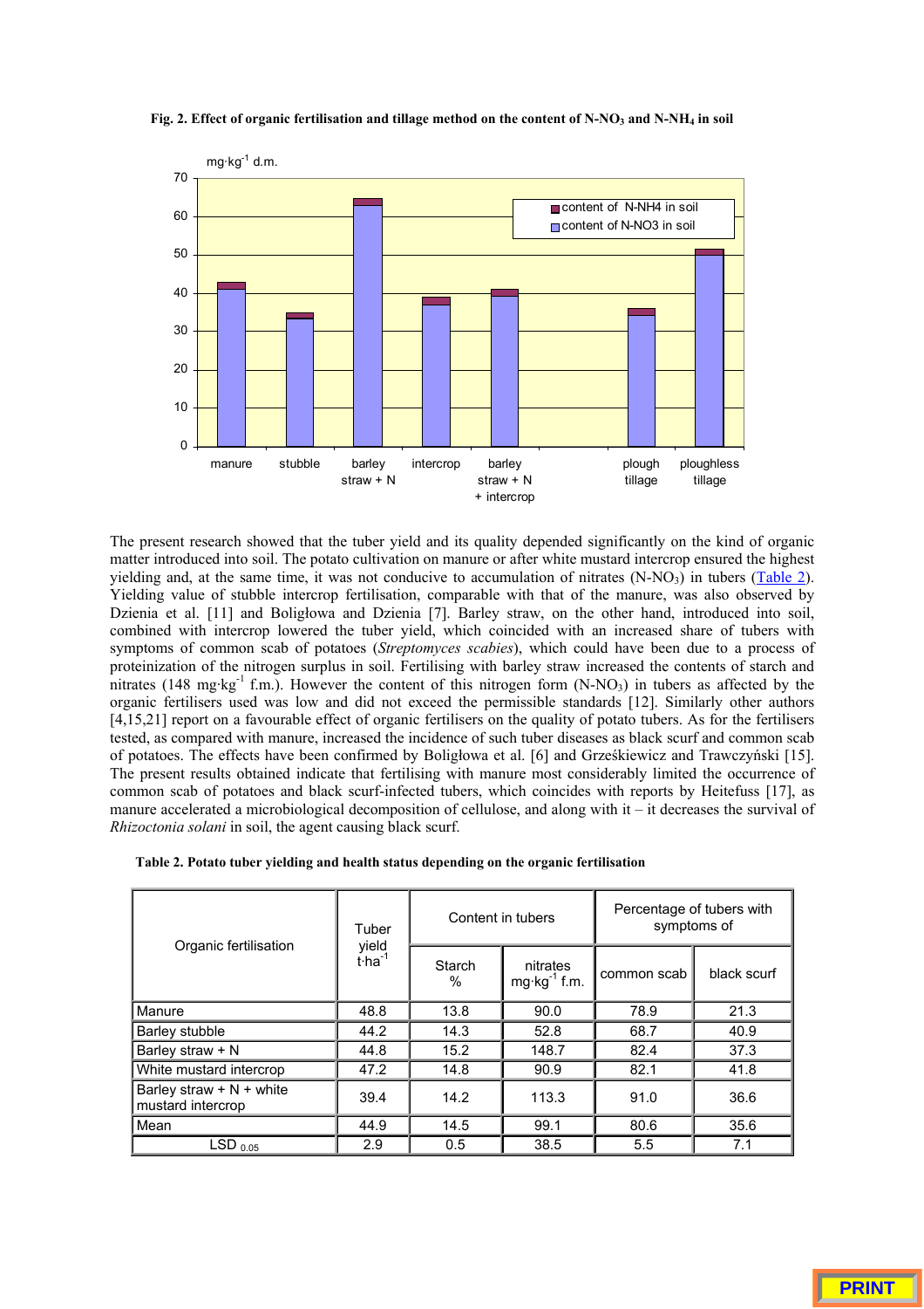**Fig. 2. Effect of organic fertilisation and tillage method on the content of $N\text{-}NO_3$ and $N\text{-}NH_4$ in soil**

The present research showed that the tuber yield and its quality depended significantly on the kind of organic matter introduced into soil. The potato cultivation on manure or after white mustard intercrop ensured the highest yielding and, at the same time, it was not conducive to accumulation of nitrates ($N\text{-}NO_3$) in tubers (Table 2). Yielding value of stubble intercrop fertilisation, comparable with that of the manure, was also observed by Dzienia et al. [11] and Boligłowa and Dzienia [7]. Barley straw, on the other hand, introduced into soil, combined with intercrop lowered the tuber yield, which coincided with an increased share of tubers with symptoms of common scab of potatoes (*Streptomyces scabies*), which could have been due to a process of proteinization of the nitrogen surplus in soil. Fertilising with barley straw increased the contents of starch and nitrates (148 $mg \cdot kg^{-1}$ f.m.). However the content of this nitrogen form ($N\text{-}NO_3$) in tubers as affected by the organic fertilisers used was low and did not exceed the permissible standards [12]. Similarly other authors [4,15,21] report on a favourable effect of organic fertilisers on the quality of potato tubers. As for the fertilisers tested, as compared with manure, increased the incidence of such tuber diseases as black scurf and common scab of potatoes. The effects have been confirmed by Boligłowa et al. [6] and Grześkiewicz and Trawczyński [15]. The present results obtained indicate that fertilising with manure most considerably limited the occurrence of common scab of potatoes and black scurf-infected tubers, which coincides with reports by Heitefuss [17], as manure accelerated a microbiological decomposition of cellulose, and along with it – it decreases the survival of *Rhizoctonia solani* in soil, the agent causing black scurf.

**Table 2. Potato tuber yielding and health status depending on the organic fertilisation**

| Organic fertilisation | Tuber yield $t \cdot ha^{-1}$ | Content in tubers | | Percentage of tubers with symptoms of | |
|---|---|---|---|---|---|
| | | Starch % | nitrates $mg \cdot kg^{-1}$ f.m. | common scab | black scurf |
| Manure | 48.8 | 13.8 | 90.0 | 78.9 | 21.3 |
| Barley stubble | 44.2 | 14.3 | 52.8 | 68.7 | 40.9 |
| Barley straw + N | 44.8 | 15.2 | 148.7 | 82.4 | 37.3 |
| White mustard intercrop | 47.2 | 14.8 | 90.9 | 82.1 | 41.8 |
| Barley straw + N + white mustard intercrop | 39.4 | 14.2 | 113.3 | 91.0 | 36.6 |
| Mean | 44.9 | 14.5 | 99.1 | 80.6 | 35.6 |
| $LSD_{0.05}$ | 2.9 | 0.5 | 38.5 | 5.5 | 7.1 |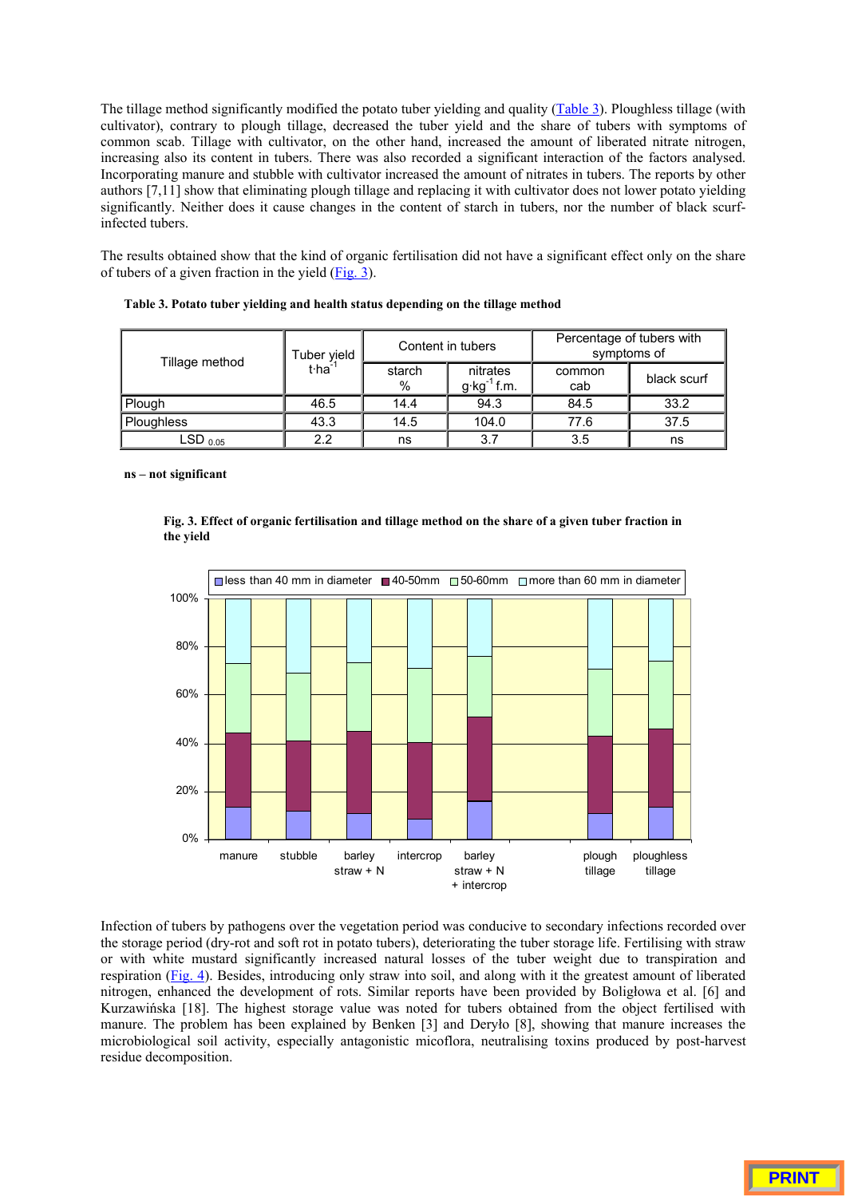The tillage method significantly modified the potato tuber yielding and quality (Table 3). Ploughless tillage (with cultivator), contrary to plough tillage, decreased the tuber yield and the share of tubers with symptoms of common scab. Tillage with cultivator, on the other hand, increased the amount of liberated nitrate nitrogen, increasing also its content in tubers. There was also recorded a significant interaction of the factors analysed. Incorporating manure and stubble with cultivator increased the amount of nitrates in tubers. The reports by other authors [7,11] show that eliminating plough tillage and replacing it with cultivator does not lower potato yielding significantly. Neither does it cause changes in the content of starch in tubers, nor the number of black scurf-infected tubers.

The results obtained show that the kind of organic fertilisation did not have a significant effect only on the share of tubers of a given fraction in the yield (Fig. 3).

**Table 3. Potato tuber yielding and health status depending on the tillage method**

| Tillage method | Tuber yield $t \cdot ha^{-1}$ | Content in tubers | | Percentage of tubers with symptoms of | |
|---|---|---|---|---|---|
| | | starch % | nitrates $g \cdot kg^{-1}$ f.m. | common cab | black scurf |
| Plough | 46.5 | 14.4 | 94.3 | 84.5 | 33.2 |
| Ploughless | 43.3 | 14.5 | 104.0 | 77.6 | 37.5 |
| $LSD_{0.05}$ | 2.2 | ns | 3.7 | 3.5 | ns |

**ns – not significant**

**Fig. 3. Effect of organic fertilisation and tillage method on the share of a given tuber fraction in the yield**

Infection of tubers by pathogens over the vegetation period was conducive to secondary infections recorded over the storage period (dry-rot and soft rot in potato tubers), deteriorating the tuber storage life. Fertilising with straw or with white mustard significantly increased natural losses of the tuber weight due to transpiration and respiration (Fig. 4). Besides, introducing only straw into soil, and along with it the greatest amount of liberated nitrogen, enhanced the development of rots. Similar reports have been provided by Boligłowa et al. [6] and Kurzawińska [18]. The highest storage value was noted for tubers obtained from the object fertilised with manure. The problem has been explained by Benken [3] and Deryło [8], showing that manure increases the microbiological soil activity, especially antagonistic micoflora, neutralising toxins produced by post-harvest residue decomposition.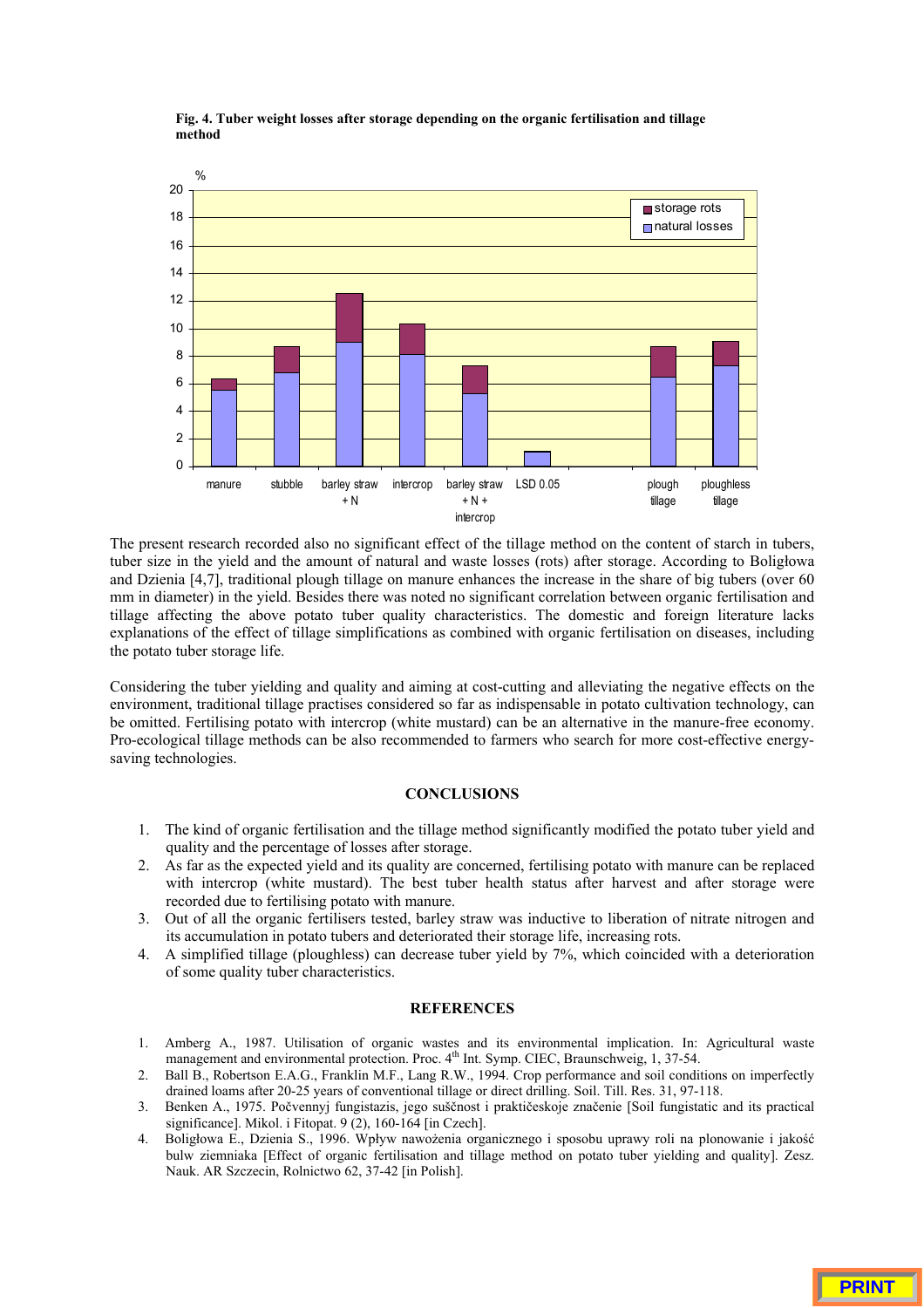**Fig. 4. Tuber weight losses after storage depending on the organic fertilisation and tillage method**

The present research recorded also no significant effect of the tillage method on the content of starch in tubers, tuber size in the yield and the amount of natural and waste losses (rots) after storage. According to Boligłowa and Dzienia [4,7], traditional plough tillage on manure enhances the increase in the share of big tubers (over 60 mm in diameter) in the yield. Besides there was noted no significant correlation between organic fertilisation and tillage affecting the above potato tuber quality characteristics. The domestic and foreign literature lacks explanations of the effect of tillage simplifications as combined with organic fertilisation on diseases, including the potato tuber storage life.

Considering the tuber yielding and quality and aiming at cost-cutting and alleviating the negative effects on the environment, traditional tillage practises considered so far as indispensable in potato cultivation technology, can be omitted. Fertilising potato with intercrop (white mustard) can be an alternative in the manure-free economy. Pro-ecological tillage methods can be also recommended to farmers who search for more cost-effective energy-saving technologies.

## CONCLUSIONS

1. The kind of organic fertilisation and the tillage method significantly modified the potato tuber yield and quality and the percentage of losses after storage.
2. As far as the expected yield and its quality are concerned, fertilising potato with manure can be replaced with intercrop (white mustard). The best tuber health status after harvest and after storage were recorded due to fertilising potato with manure.
3. Out of all the organic fertilisers tested, barley straw was inductive to liberation of nitrate nitrogen and its accumulation in potato tubers and deteriorated their storage life, increasing rots.
4. A simplified tillage (ploughless) can decrease tuber yield by 7%, which coincided with a deterioration of some quality tuber characteristics.

## REFERENCES

1. Amberg A., 1987. Utilisation of organic wastes and its environmental implication. In: Agricultural waste management and environmental protection. Proc. 4th Int. Symp. CIEC, Braunschweig, 1, 37-54.
2. Ball B., Robertson E.A.G., Franklin M.F., Lang R.W., 1994. Crop performance and soil conditions on imperfectly drained loams after 20-25 years of conventional tillage or direct drilling. Soil. Till. Res. 31, 97-118.
3. Benken A., 1975. Počvennyj fungistazis, jego suščnost i praktičeskoje značenie [Soil fungistatic and its practical significance]. Mikol. i Fitopat. 9 (2), 160-164 [in Czech].
4. Boligłowa E., Dzienia S., 1996. Wpływ nawożenia organicznego i sposobu uprawy roli na plonowanie i jakość bulw ziemniaka [Effect of organic fertilisation and tillage method on potato tuber yielding and quality]. Zesz. Nauk. AR Szczecin, Rolnictwo 62, 37-42 [in Polish].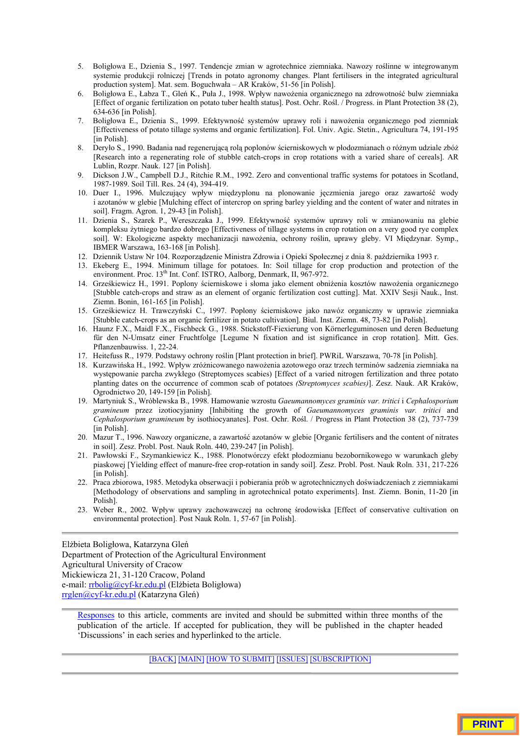5. Boligłowa E., Dzienia S., 1997. Tendencje zmian w agrotechnice ziemniaka. Nawozy roślinne w integrowanym systemie produkcji rolniczej [Trends in potato agronomy changes. Plant fertilisers in the integrated agricultural production system]. Mat. sem. Boguchwała – AR Kraków, 51-56 [in Polish].
6. Boligłowa E., Łabza T., Gleń K., Puła J., 1998. Wpływ nawożenia organicznego na zdrowotność bulw ziemniaka [Effect of organic fertilization on potato tuber health status]. Post. Ochr. Rośl. / Progress. in Plant Protection 38 (2), 634-636 [in Polish].
7. Boligłowa E., Dzienia S., 1999. Efektywność systemów uprawy roli i nawożenia organicznego pod ziemniak [Effectiveness of potato tillage systems and organic fertilization]. Fol. Univ. Agic. Stetin., Agricultura 74, 191-195 [in Polish].
8. Deryło S., 1990. Badania nad regenerującą rolą poplonów ścierniskowych w płodozmianach o różnym udziale zbóż [Research into a regenerating role of stubble catch-crops in crop rotations with a varied share of cereals]. AR Lublin, Rozpr. Nauk. 127 [in Polish].
9. Dickson J.W., Campbell D.J., Ritchie R.M., 1992. Zero and conventional traffic systems for potatoes in Scotland, 1987-1989. Soil Till. Res. 24 (4), 394-419.
10. Duer I., 1996. Mulczujący wpływ międzyplonu na plonowanie jęczmienia jarego oraz zawartość wody i azotanów w glebie [Mulching effect of intercrop on spring barley yielding and the content of water and nitrates in soil]. Fragm. Agron. 1, 29-43 [in Polish].
11. Dzienia S., Szarek P., Wereszczaka J., 1999. Efektywność systemów uprawy roli w zmianowaniu na glebie kompleksu żytniego bardzo dobrego [Effectiveness of tillage systems in crop rotation on a very good rye complex soil]. W: Ekologiczne aspekty mechanizacji nawożenia, ochrony roślin, uprawy gleby. VI Międzynar. Symp., IBMER Warszawa, 163-168 [in Polish].
12. Dziennik Ustaw Nr 104. Rozporządzenie Ministra Zdrowia i Opieki Społecznej z dnia 8. października 1993 r.
13. Ekeberg E., 1994. Minimum tillage for potatoes. In: Soil tillage for crop production and protection of the environment. Proc. 13th Int. Conf. ISTRO, Aalborg, Denmark, II, 967-972.
14. Grześkiewicz H., 1991. Poplony ścierniskowe i słoma jako element obniżenia kosztów nawożenia organicznego [Stubble catch-crops and straw as an element of organic fertilization cost cutting]. Mat. XXIV Sesji Nauk., Inst. Ziemn. Bonin, 161-165 [in Polish].
15. Grześkiewicz H. Trawczyński C., 1997. Poplony ścierniskowe jako nawóz organiczny w uprawie ziemniaka [Stubble catch-crops as an organic fertilizer in potato cultivation]. Biul. Inst. Ziemn. 48, 73-82 [in Polish].
16. Haunz F.X., Maidl F.X., Fischbeck G., 1988. Stickstoff-Fiexierung von Körnerleguminosen und deren Beduetung für den N-Umsatz einer Fruchtfolge [Legume N fixation and ist significance in crop rotation]. Mitt. Ges. Pflanzenbauwiss. 1, 22-24.
17. Heitefuss R., 1979. Podstawy ochrony roślin [Plant protection in brief]. PWRiL Warszawa, 70-78 [in Polish].
18. Kurzawińska H., 1992. Wpływ zróżnicowanego nawożenia azotowego oraz trzech terminów sadzenia ziemniaka na występowanie parcha zwykłego (Streptomyces scabies) [Effect of a varied nitrogen fertilization and three potato planting dates on the occurrence of common scab of potatoes *(Streptomyces scabies)*]. Zesz. Nauk. AR Kraków, Ogrodnictwo 20, 149-159 [in Polish].
19. Martyniuk S., Wróblewska B., 1998. Hamowanie wzrostu *Gaeumannomyces graminis var. tritici* i *Cephalosporium gramineum* przez izotiocyjaniny [Inhibiting the growth of *Gaeumannomyces graminis var. tritici* and *Cephalosporium gramineum* by isothiocyanates]. Post. Ochr. Rośl. / Progress in Plant Protection 38 (2), 737-739 [in Polish].
20. Mazur T., 1996. Nawozy organiczne, a zawartość azotanów w glebie [Organic fertilisers and the content of nitrates in soil]. Zesz. Probl. Post. Nauk Roln. 440, 239-247 [in Polish].
21. Pawłowski F., Szymankiewicz K., 1988. Plonotwórczy efekt płodozmianu bezobornikowego w warunkach gleby piaskowej [Yielding effect of manure-free crop-rotation in sandy soil]. Zesz. Probl. Post. Nauk Roln. 331, 217-226 [in Polish].
22. Praca zbiorowa, 1985. Metodyka obserwacji i pobierania prób w agrotechnicznych doświadczeniach z ziemniakami [Methodology of observations and sampling in agrotechnical potato experiments]. Inst. Ziemn. Bonin, 11-20 [in Polish].
23. Weber R., 2002. Wpływ uprawy zachowawczej na ochronę środowiska [Effect of conservative cultivation on environmental protection]. Post Nauk Roln. 1, 57-67 [in Polish].

---

Elżbieta Boligłowa, Katarzyna Gleń
Department of Protection of the Agricultural Environment
Agricultural University of Cracow
Mickiewicza 21, 31-120 Cracow, Poland
e-mail: rrbolig@cyf-kr.edu.pl (Elżbieta Boligłowa)
rrglen@cyf-kr.edu.pl (Katarzyna Gleń)

---

Responses to this article, comments are invited and should be submitted within three months of the publication of the article. If accepted for publication, they will be published in the chapter headed 'Discussions' in each series and hyperlinked to the article.

---

[BACK] [MAIN] [HOW TO SUBMIT] [ISSUES] [SUBSCRIPTION]

PRINT